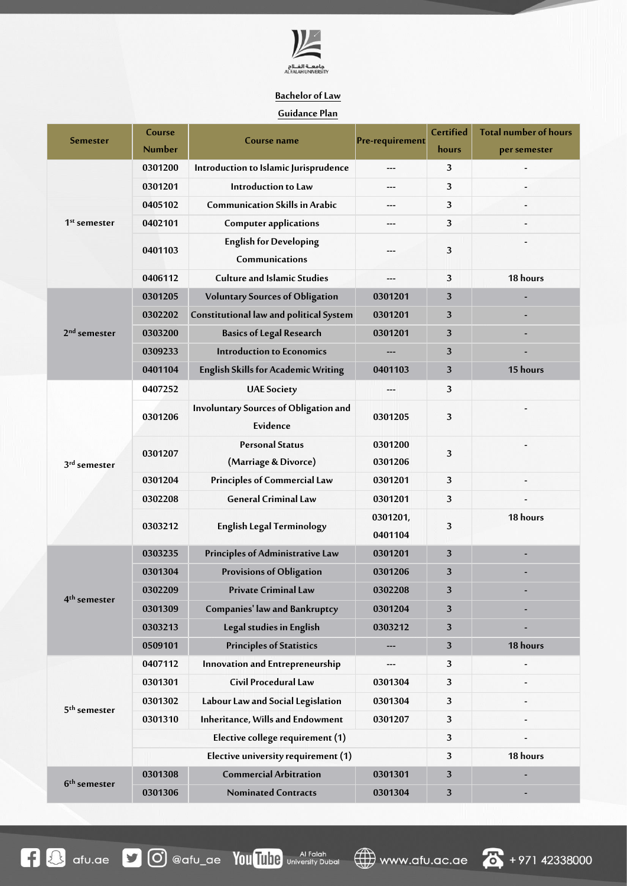جامعة الفلاح
AL FALAH UNIVERSITY

**Bachelor of Law**

**Guidance Plan**

| Semester | Course Number | Course name | Pre-requirement | Certified hours | Total number of hours per semester |
|---|---|---|---|---|---|
| 1st semester | 0301200 | Introduction to Islamic Jurisprudence | --- | 3 | - |
| | 0301201 | Introduction to Law | --- | 3 | - |
| | 0405102 | Communication Skills in Arabic | --- | 3 | - |
| | 0402101 | Computer applications | --- | 3 | - |
| | 0401103 | English for Developing Communications | --- | 3 | - |
| | 0406112 | Culture and Islamic Studies | --- | 3 | 18 hours |
| 2nd semester | 0301205 | Voluntary Sources of Obligation | 0301201 | 3 | - |
| | 0302202 | Constitutional law and political System | 0301201 | 3 | - |
| | 0303200 | Basics of Legal Research | 0301201 | 3 | - |
| | 0309233 | Introduction to Economics | --- | 3 | - |
| | 0401104 | English Skills for Academic Writing | 0401103 | 3 | 15 hours |
| 3rd semester | 0407252 | UAE Society | --- | 3 | |
| | 0301206 | Involuntary Sources of Obligation and Evidence | 0301205 | 3 | - |
| | 0301207 | Personal Status (Marriage & Divorce) | 0301200 0301206 | 3 | - |
| | 0301204 | Principles of Commercial Law | 0301201 | 3 | - |
| | 0302208 | General Criminal Law | 0301201 | 3 | - |
| | 0303212 | English Legal Terminology | 0301201, 0401104 | 3 | 18 hours |
| 4th semester | 0303235 | Principles of Administrative Law | 0301201 | 3 | - |
| | 0301304 | Provisions of Obligation | 0301206 | 3 | - |
| | 0302209 | Private Criminal Law | 0302208 | 3 | - |
| | 0301309 | Companies' law and Bankruptcy | 0301204 | 3 | - |
| | 0303213 | Legal studies in English | 0303212 | 3 | - |
| | 0509101 | Principles of Statistics | --- | 3 | 18 hours |
| 5th semester | 0407112 | Innovation and Entrepreneurship | --- | 3 | - |
| | 0301301 | Civil Procedural Law | 0301304 | 3 | - |
| | 0301302 | Labour Law and Social Legislation | 0301304 | 3 | - |
| | 0301310 | Inheritance, Wills and Endowment | 0301207 | 3 | - |
| | | Elective college requirement (1) | | 3 | - |
| | | Elective university requirement (1) | | 3 | 18 hours |
| 6th semester | 0301308 | Commercial Arbitration | 0301301 | 3 | - |
| | 0301306 | Nominated Contracts | 0301304 | 3 | - |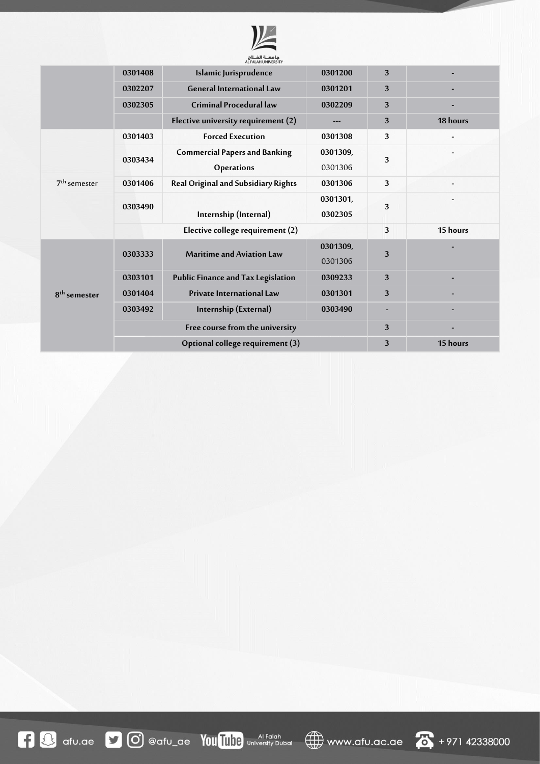| | | | | | |
|---|---|---|---|---|---|
| | 0301408 | Islamic Jurisprudence | 0301200 | 3 | - |
| | 0302207 | General International Law | 0301201 | 3 | - |
| | 0302305 | Criminal Procedural law | 0302209 | 3 | - |
| | | Elective university requirement (2) | --- | 3 | 18 hours |
| 7th semester | 0301403 | Forced Execution | 0301308 | 3 | - |
| | 0303434 | Commercial Papers and Banking Operations | 0301309, 0301306 | 3 | - |
| | 0301406 | Real Original and Subsidiary Rights | 0301306 | 3 | - |
| | 0303490 | Internship (Internal) | 0301301, 0302305 | 3 | - |
| | | Elective college requirement (2) | | 3 | 15 hours |
| 8th semester | 0303333 | Maritime and Aviation Law | 0301309, 0301306 | 3 | - |
| | 0303101 | Public Finance and Tax Legislation | 0309233 | 3 | - |
| | 0301404 | Private International Law | 0301301 | 3 | - |
| | 0303492 | Internship (External) | 0303490 | - | - |
| | | Free course from the university | | 3 | - |
| | | Optional college requirement (3) | | 3 | 15 hours |